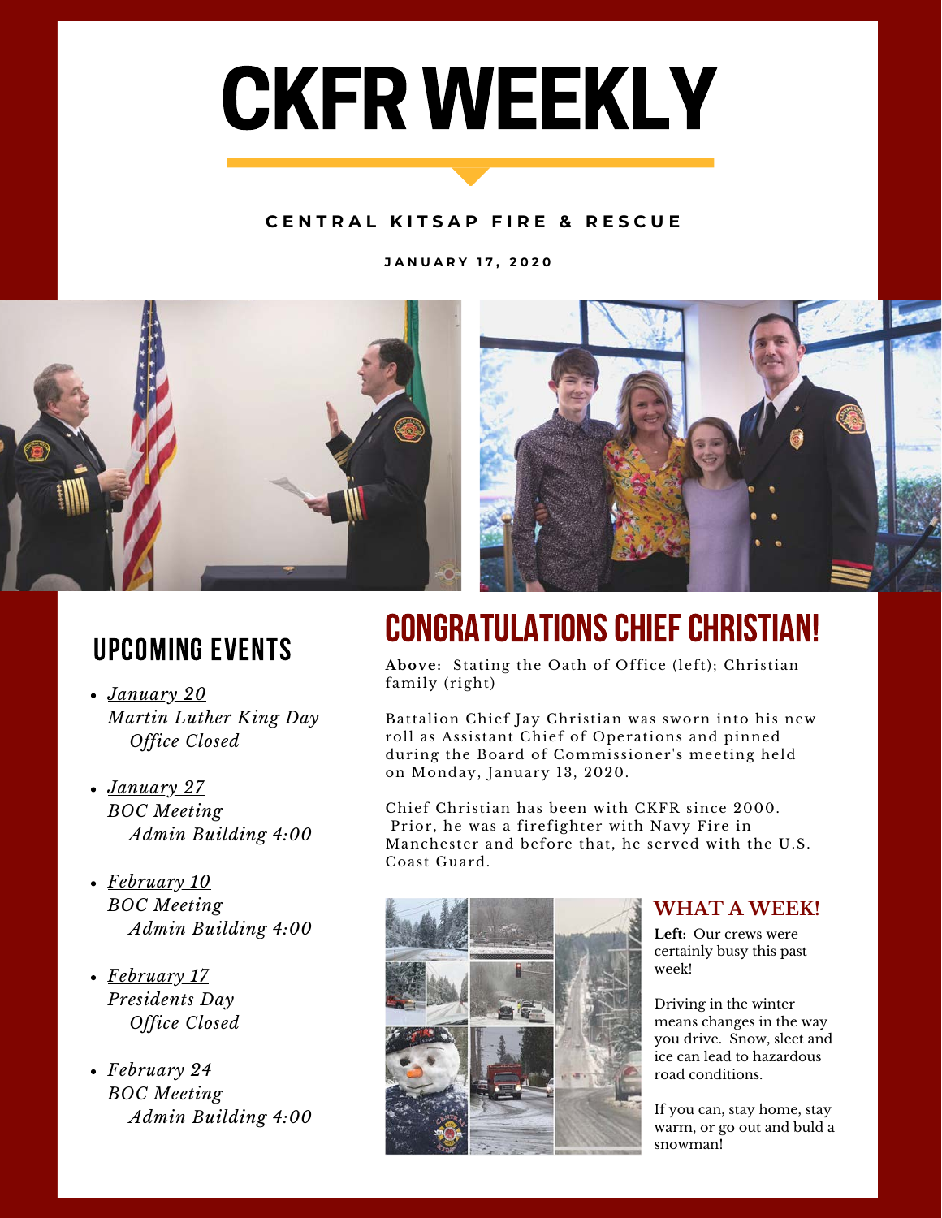# CKFR WEEKLY

**CENTRAL KITSAP FIRE & RESCUE**

**JANUARY 17, 2020**

## CONGRATULATIONS CHIEF CHRISTIAN!

**Above:** Stating the Oath of Office (left); Christian family (right)

Battalion Chief Jay Christian was sworn into his new roll as Assistant Chief of Operations and pinned during the Board of Commissioner's meeting held on Monday, January 13, 2020.

Chief Christian has been with CKFR since 2000. Prior, he was a firefighter with Navy Fire in Manchester and before that, he served with the U.S. Coast Guard.

## UPCOMING EVENTS

- *January 20*
  *Martin Luther King Day*
  *Office Closed*
- *January 27*
  *BOC Meeting*
  *Admin Building 4:00*
- *February 10*
  *BOC Meeting*
  *Admin Building 4:00*
- *February 17*
  *Presidents Day*
  *Office Closed*
- *February 24*
  *BOC Meeting*
  *Admin Building 4:00*

## WHAT A WEEK!

**Left:** Our crews were certainly busy this past week!

Driving in the winter means changes in the way you drive. Snow, sleet and ice can lead to hazardous road conditions.

If you can, stay home, stay warm, or go out and buld a snowman!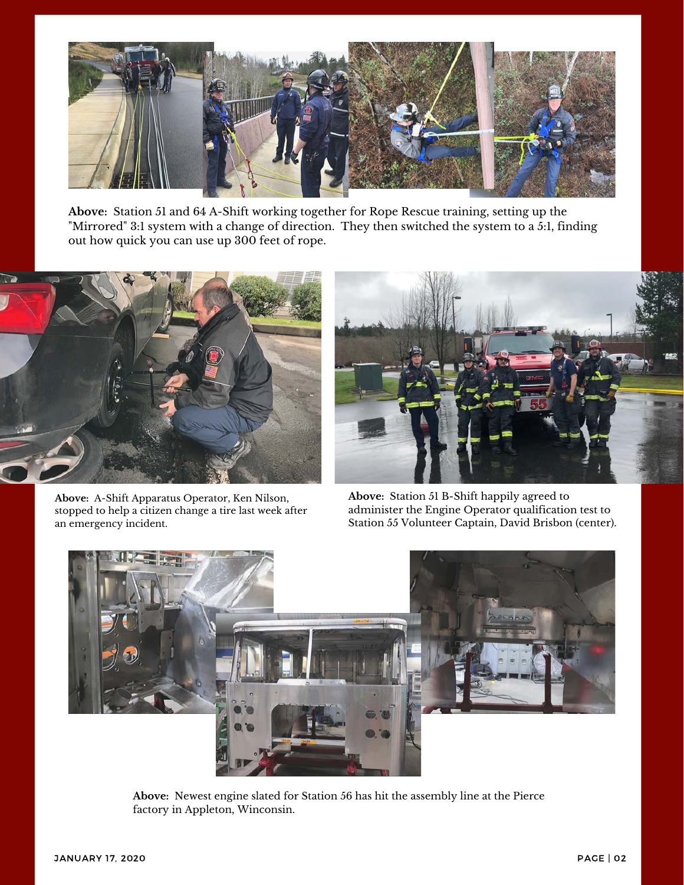**Above:** Station 51 and 64 A-Shift working together for Rope Rescue training, setting up the "Mirrored" 3:1 system with a change of direction. They then switched the system to a 5:1, finding out how quick you can use up 300 feet of rope.

**Above:** A-Shift Apparatus Operator, Ken Nilson, stopped to help a citizen change a tire last week after an emergency incident.

**Above:** Station 51 B-Shift happily agreed to administer the Engine Operator qualification test to Station 55 Volunteer Captain, David Brisbon (center).

**Above:** Newest engine slated for Station 56 has hit the assembly line at the Pierce factory in Appleton, Wisconsin.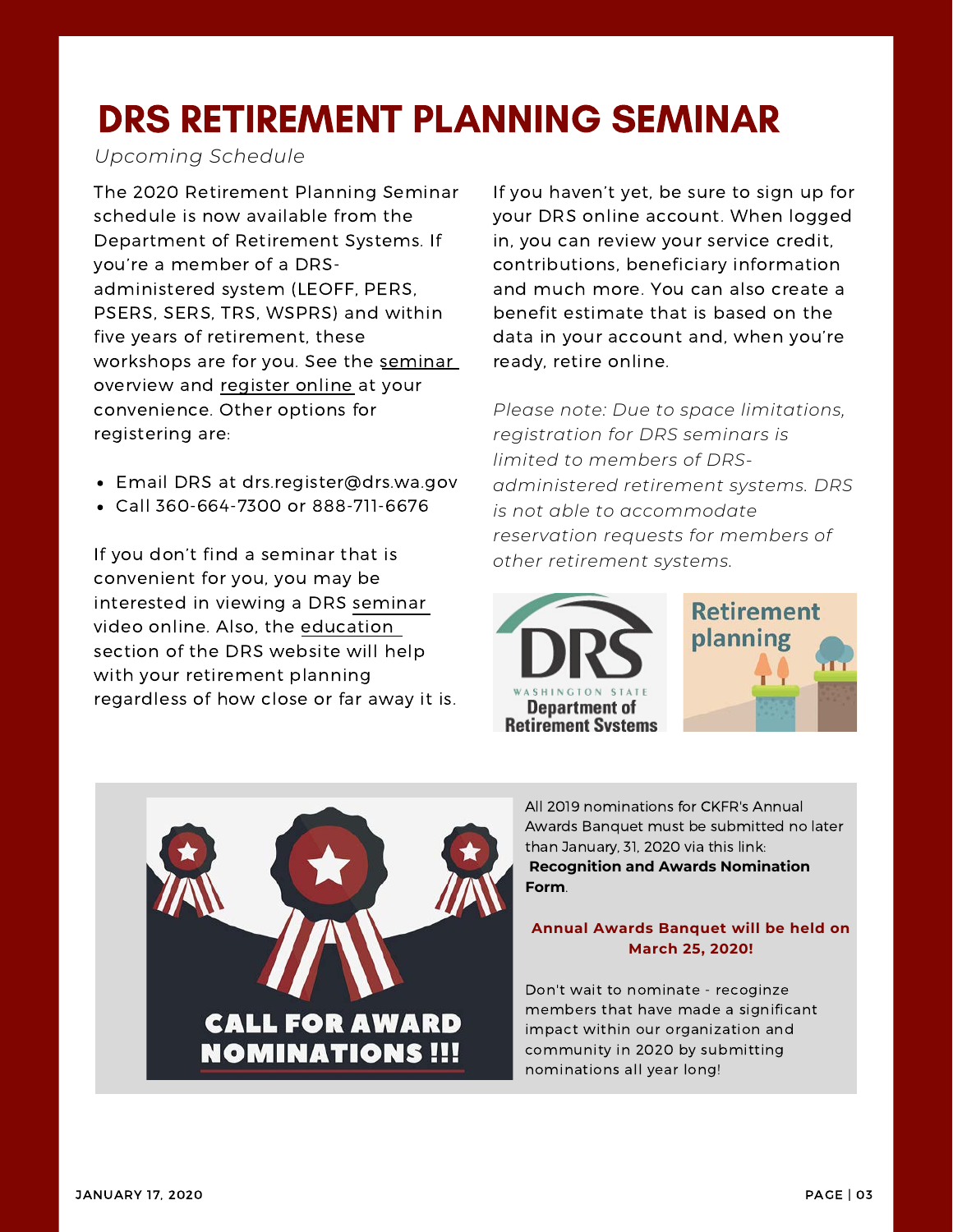# DRS RETIREMENT PLANNING SEMINAR

*Upcoming Schedule*

The 2020 Retirement Planning Seminar schedule is now available from the Department of Retirement Systems. If you're a member of a DRS-administered system (LEOFF, PERS, PSERS, SERS, TRS, WSPRS) and within five years of retirement, these workshops are for you. See the seminar overview and register online at your convenience. Other options for registering are:

- Email DRS at drs.register@drs.wa.gov
- Call 360-664-7300 or 888-711-6676

If you don't find a seminar that is convenient for you, you may be interested in viewing a DRS seminar video online. Also, the education section of the DRS website will help with your retirement planning regardless of how close or far away it is.

If you haven't yet, be sure to sign up for your DRS online account. When logged in, you can review your service credit, contributions, beneficiary information and much more. You can also create a benefit estimate that is based on the data in your account and, when you're ready, retire online.

*Please note: Due to space limitations, registration for DRS seminars is limited to members of DRS-administered retirement systems. DRS is not able to accommodate reservation requests for members of other retirement systems.*

DRS WASHINGTON STATE Department of Retirement Systems

Retirement planning

CALL FOR AWARD NOMINATIONS !!!

All 2019 nominations for CKFR's Annual Awards Banquet must be submitted no later than January, 31, 2020 via this link: **Recognition and Awards Nomination Form**.

**Annual Awards Banquet will be held on March 25, 2020!**

Don't wait to nominate - recoginze members that have made a significant impact within our organization and community in 2020 by submitting nominations all year long!

JANUARY 17, 2020